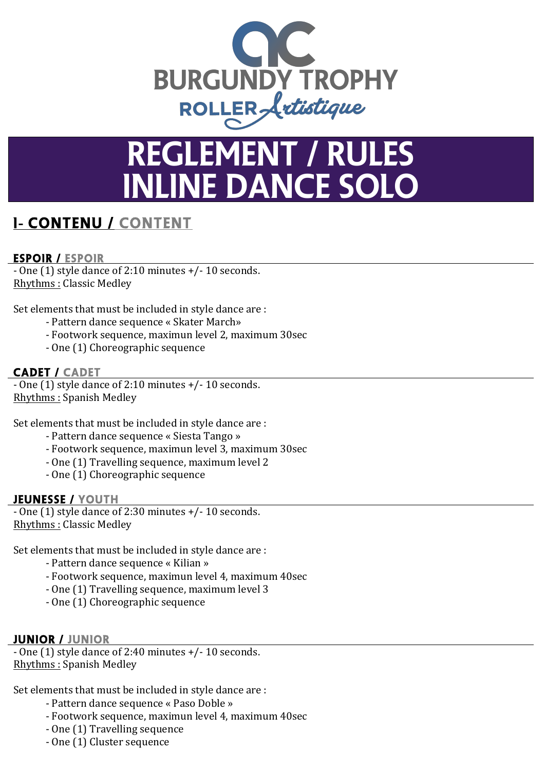# BURGUNDY TROPHY

ROLLER Artistique

# REGLEMENT / RULES
# INLINE DANCE SOLO

## I- CONTENU / CONTENT

### ESPOIR / ESPOIR

- One (1) style dance of 2:10 minutes +/- 10 seconds.

Rhythms : Classic Medley

Set elements that must be included in style dance are :

- Pattern dance sequence « Skater March»
- Footwork sequence, maximun level 2, maximum 30sec
- One (1) Choreographic sequence

### CADET / CADET

- One (1) style dance of 2:10 minutes +/- 10 seconds.

Rhythms : Spanish Medley

Set elements that must be included in style dance are :

- Pattern dance sequence « Siesta Tango »
- Footwork sequence, maximun level 3, maximum 30sec
- One (1) Travelling sequence, maximum level 2
- One (1) Choreographic sequence

### JEUNESSE / YOUTH

- One (1) style dance of 2:30 minutes +/- 10 seconds.

Rhythms : Classic Medley

Set elements that must be included in style dance are :

- Pattern dance sequence « Kilian »
- Footwork sequence, maximun level 4, maximum 40sec
- One (1) Travelling sequence, maximum level 3
- One (1) Choreographic sequence

### JUNIOR / JUNIOR

- One (1) style dance of 2:40 minutes +/- 10 seconds.

Rhythms : Spanish Medley

Set elements that must be included in style dance are :

- Pattern dance sequence « Paso Doble »
- Footwork sequence, maximun level 4, maximum 40sec
- One (1) Travelling sequence
- One (1) Cluster sequence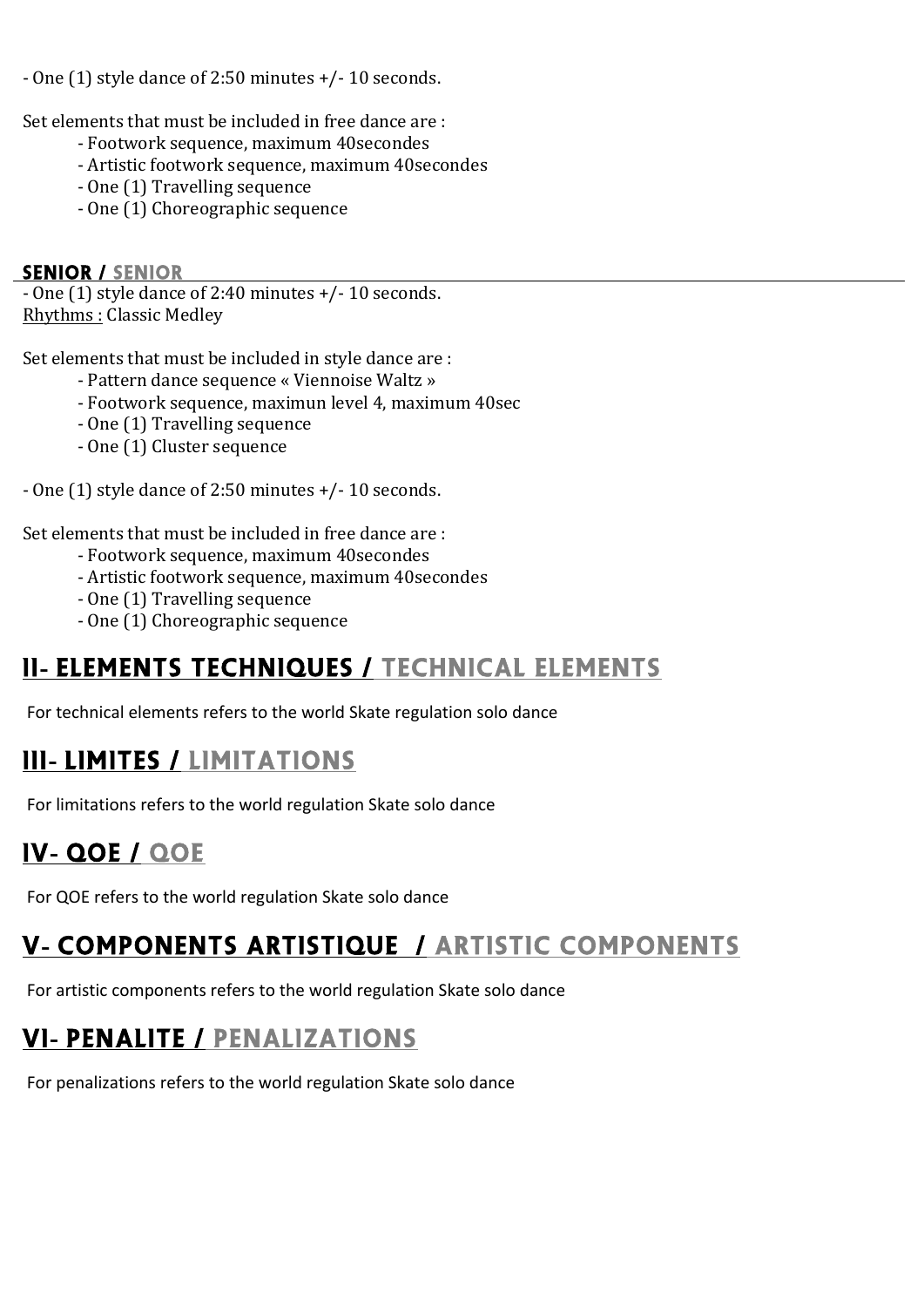- One (1) style dance of 2:50 minutes +/- 10 seconds.

Set elements that must be included in free dance are :

- Footwork sequence, maximum 40secondes
- Artistic footwork sequence, maximum 40secondes
- One (1) Travelling sequence
- One (1) Choreographic sequence

### SENIOR / SENIOR

- One (1) style dance of 2:40 minutes +/- 10 seconds.
Rhythms : Classic Medley

Set elements that must be included in style dance are :

- Pattern dance sequence « Viennoise Waltz »
- Footwork sequence, maximun level 4, maximum 40sec
- One (1) Travelling sequence
- One (1) Cluster sequence

- One (1) style dance of 2:50 minutes +/- 10 seconds.

Set elements that must be included in free dance are :

- Footwork sequence, maximum 40secondes
- Artistic footwork sequence, maximum 40secondes
- One (1) Travelling sequence
- One (1) Choreographic sequence

## II- ELEMENTS TECHNIQUES / TECHNICAL ELEMENTS

For technical elements refers to the world Skate regulation solo dance

## III- LIMITES / LIMITATIONS

For limitations refers to the world regulation Skate solo dance

## IV- QOE / QOE

For QOE refers to the world regulation Skate solo dance

## V- COMPONENTS ARTISTIQUE / ARTISTIC COMPONENTS

For artistic components refers to the world regulation Skate solo dance

## VI- PENALITE / PENALIZATIONS

For penalizations refers to the world regulation Skate solo dance